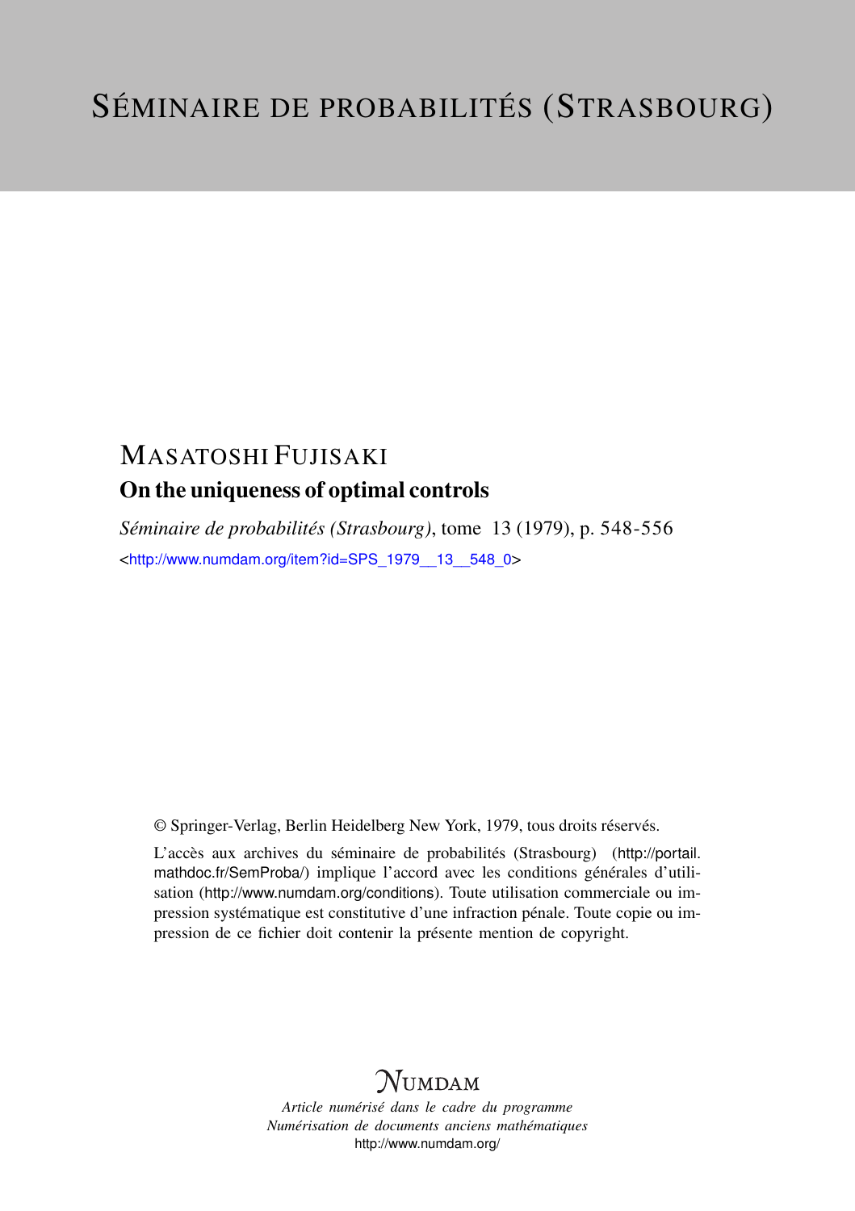# SÉMINAIRE DE PROBABILITÉS (STRASBOURG)

## MASATOSHI FUJISAKI

### On the uniqueness of optimal controls

*Séminaire de probabilités (Strasbourg)*, tome 13 (1979), p. 548-556

<http://www.numdam.org/item?id=SPS_1979__13__548_0>

© Springer-Verlag, Berlin Heidelberg New York, 1979, tous droits réservés.

L'accès aux archives du séminaire de probabilités (Strasbourg) (http://portail.mathdoc.fr/SemProba/) implique l'accord avec les conditions générales d'utilisation (http://www.numdam.org/conditions). Toute utilisation commerciale ou impression systématique est constitutive d'une infraction pénale. Toute copie ou impression de ce fichier doit contenir la présente mention de copyright.

NUMDAM

*Article numérisé dans le cadre du programme*
*Numérisation de documents anciens mathématiques*
http://www.numdam.org/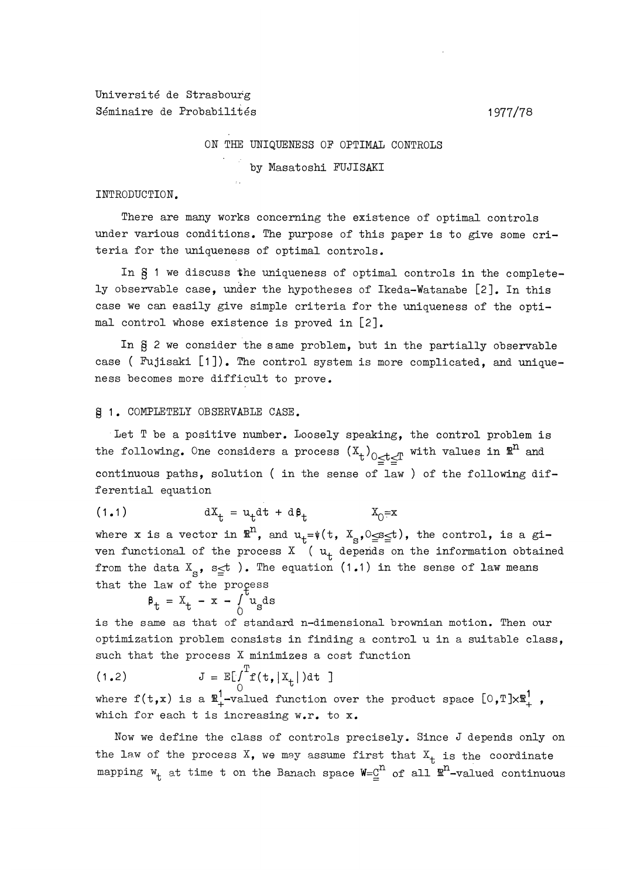Université de Strasbourg
Séminaire de Probabilités 1977/78

# ON THE UNIQUENESS OF OPTIMAL CONTROLS

by Masatoshi FUJISAKI

## INTRODUCTION.

There are many works concerning the existence of optimal controls under various conditions. The purpose of this paper is to give some criteria for the uniqueness of optimal controls.

In § 1 we discuss the uniqueness of optimal controls in the completely observable case, under the hypotheses of Ikeda-Watanabe [2]. In this case we can easily give simple criteria for the uniqueness of the optimal control whose existence is proved in [2].

In § 2 we consider the same problem, but in the partially observable case ( Fujisaki [1]). The control system is more complicated, and uniqueness becomes more difficult to prove.

## § 1. COMPLETELY OBSERVABLE CASE.

Let T be a positive number. Loosely speaking, the control problem is the following. One considers a process $(X_t)_{0 \leqq t \leqq T}$ with values in $\mathbb{R}^n$ and continuous paths, solution ( in the sense of law ) of the following differential equation

$$(1.1) \qquad dX_t = u_t dt + d\beta_t \qquad X_0 = x$$

where x is a vector in $\mathbb{R}^n$, and $u_t = \psi(t, X_s, 0 \leqq s \leqq t)$, the control, is a given functional of the process X ( $u_t$ depends on the information obtained from the data $X_s$, $s \leqq t$ ). The equation (1.1) in the sense of law means that the law of the process

$$\beta_t = X_t - x - \int_0^t u_s ds$$

is the same as that of standard n-dimensional brownian motion. Then our optimization problem consists in finding a control u in a suitable class, such that the process X minimizes a cost function

$$(1.2) \qquad J = E[\int_0^T f(t, |X_t|) dt ]$$

where f(t,x) is a $\mathbb{R}^1_+$-valued function over the product space $[0,T] \times \mathbb{R}^1_+$, which for each t is increasing w.r. to x.

Now we define the class of controls precisely. Since J depends only on the law of the process X, we may assume first that $X_t$ is the coordinate mapping $w_t$ at time t on the Banach space $W = \underline{\underline{C}}^n$ of all $\mathbb{R}^n$-valued continuous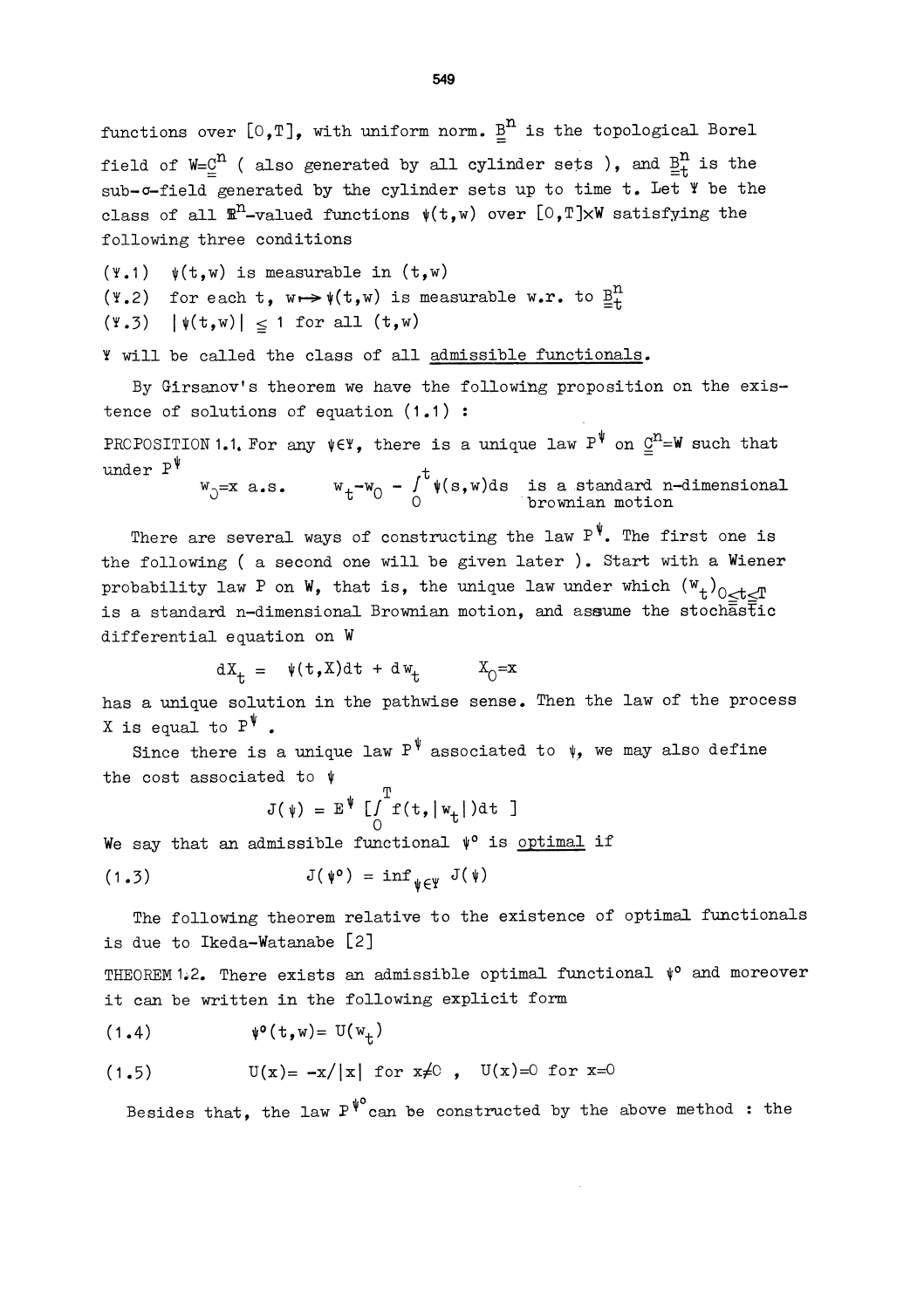functions over $[0,T]$, with uniform norm. $\underline{\underline{B}}^n$ is the topological Borel field of $W=\underline{\underline{C}}^n$ ( also generated by all cylinder sets ), and $\underline{\underline{B}}^n_t$ is the sub-$\sigma$-field generated by the cylinder sets up to time t. Let $\Psi$ be the class of all $\mathbb{R}^n$-valued functions $\psi(t,w)$ over $[0,T]\times W$ satisfying the following three conditions

($\Psi$.1) $\psi(t,w)$ is measurable in $(t,w)$

($\Psi$.2) for each t, $w \mapsto \psi(t,w)$ is measurable w.r. to $\underline{\underline{B}}^n_t$

($\Psi$.3) $|\psi(t,w)| \leq 1$ for all $(t,w)$

$\Psi$ will be called the class of all <u>admissible functionals</u>.

By Girsanov's theorem we have the following proposition on the existence of solutions of equation (1.1) :

PROPOSITION 1.1. For any $\psi\in\Psi$, there is a unique law $P^\psi$ on $\underline{\underline{C}}^n=W$ such that under $P^\psi$

$$w_0=x \text{ a.s.} \qquad w_t-w_0 - \int_0^t \psi(s,w)ds \text{ is a standard n-dimensional brownian motion}$$

There are several ways of constructing the law $P^\psi$. The first one is the following ( a second one will be given later ). Start with a Wiener probability law P on W, that is, the unique law under which $(w_t)_{0\leq t\leq T}$ is a standard n-dimensional Brownian motion, and assume the stochastic differential equation on W

$$dX_t = \psi(t,X)dt + dw_t \qquad X_0=x$$

has a unique solution in the pathwise sense. Then the law of the process X is equal to $P^\psi$ .

Since there is a unique law $P^\psi$ associated to $\psi$, we may also define the cost associated to $\psi$

$$J(\psi) = E^\psi \left[\int_0^T f(t,|w_t|)dt \right]$$

We say that an admissible functional $\psi^o$ is <u>optimal</u> if

$$(1.3) \qquad J(\psi^o) = \inf_{\psi\in\Psi} J(\psi)$$

The following theorem relative to the existence of optimal functionals is due to Ikeda-Watanabe [2]

THEOREM 1.2. There exists an admissible optimal functional $\psi^o$ and moreover it can be written in the following explicit form

$$(1.4) \qquad \psi^o(t,w)= U(w_t)$$

$$(1.5) \qquad U(x)= -x/|x| \text{ for } x\neq 0 \;, \quad U(x)=0 \text{ for } x=0$$

Besides that, the law $P^{\psi^o}$ can be constructed by the above method : the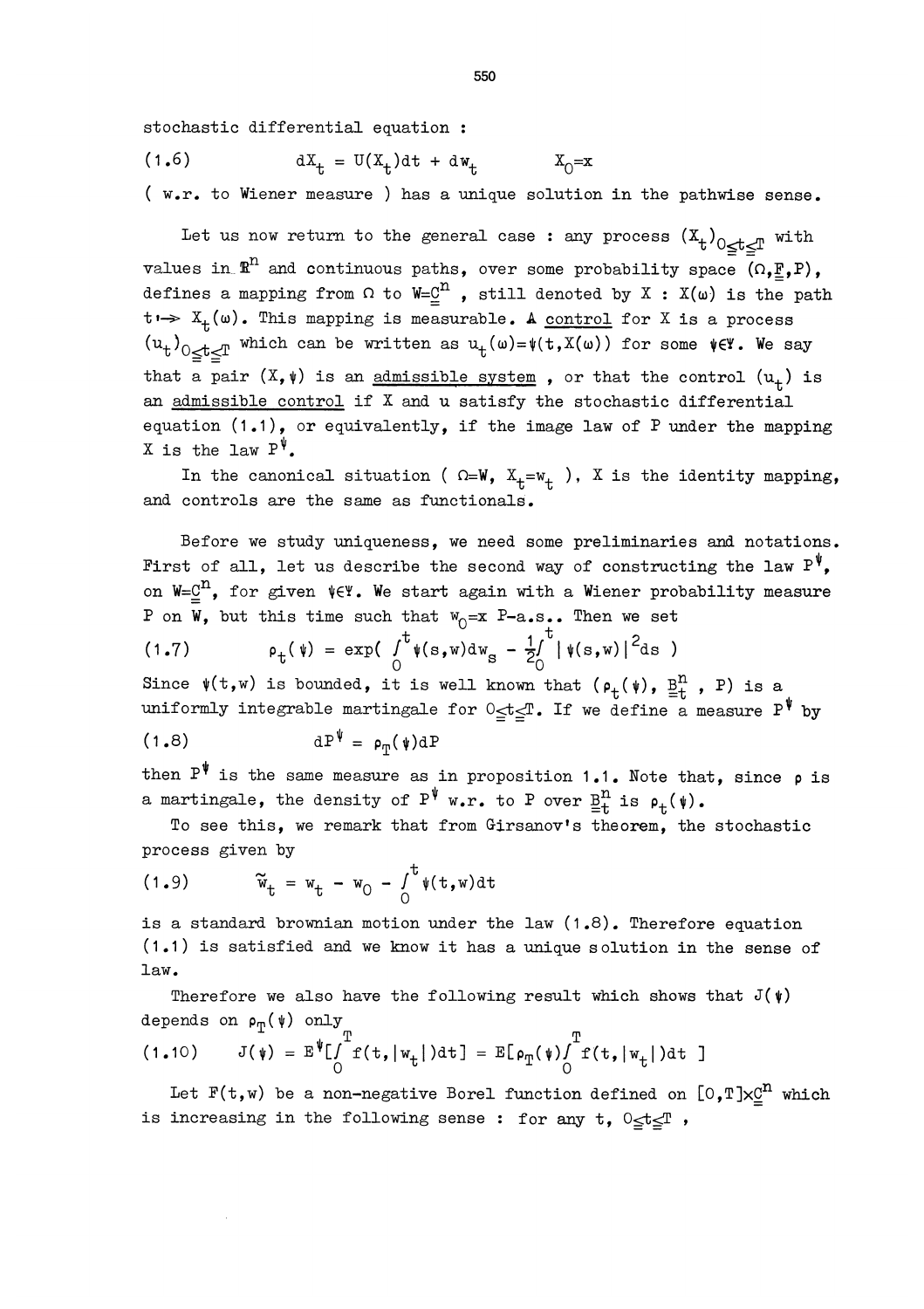stochastic differential equation :

$$(1.6) \qquad dX_t = U(X_t)dt + dw_t \qquad X_0=x$$

( w.r. to Wiener measure ) has a unique solution in the pathwise sense.

Let us now return to the general case : any process $(X_t)_{0\leq t\leq T}$ with values in $\mathbb{R}^n$ and continuous paths, over some probability space $(\Omega,\underline{\underline{F}},P)$, defines a mapping from $\Omega$ to $W=\underline{\underline{C}}^n$ , still denoted by X : $X(\omega)$ is the path $t\mapsto X_t(\omega)$. This mapping is measurable. A <u>control</u> for X is a process $(u_t)_{0\leq t\leq T}$ which can be written as $u_t(\omega)=\psi(t,X(\omega))$ for some $\psi\in\Psi$. We say that a pair $(X,\psi)$ is an <u>admissible system</u> , or that the control $(u_t)$ is an <u>admissible control</u> if X and u satisfy the stochastic differential equation (1.1), or equivalently, if the image law of P under the mapping X is the law $P^\psi$.

In the canonical situation ( $\Omega=W$, $X_t=w_t$ ), X is the identity mapping, and controls are the same as functionals.

Before we study uniqueness, we need some preliminaries and notations. First of all, let us describe the second way of constructing the law $P^\psi$, on $W=\underline{\underline{C}}^n$, for given $\psi\in\Psi$. We start again with a Wiener probability measure P on W, but this time such that $w_0=x$ P-a.s.. Then we set

$$(1.7) \qquad \rho_t(\psi) = \exp\left( \int_0^t \psi(s,w)dw_s - \frac{1}{2}\int_0^t |\psi(s,w)|^2 ds \right)$$

Since $\psi(t,w)$ is bounded, it is well known that $(\rho_t(\psi), \underline{\underline{B}}^n_t , P)$ is a uniformly integrable martingale for $0\leq t\leq T$. If we define a measure $P^\psi$ by

$$(1.8) \qquad dP^\psi = \rho_T(\psi)dP$$

then $P^\psi$ is the same measure as in proposition 1.1. Note that, since $\rho$ is a martingale, the density of $P^\psi$ w.r. to P over $\underline{\underline{B}}^n_t$ is $\rho_t(\psi)$.

To see this, we remark that from Girsanov's theorem, the stochastic process given by

$$(1.9) \qquad \tilde{w}_t = w_t - w_0 - \int_0^t \psi(t,w)dt$$

is a standard brownian motion under the law (1.8). Therefore equation (1.1) is satisfied and we know it has a unique solution in the sense of law.

Therefore we also have the following result which shows that $J(\psi)$ depends on $\rho_T(\psi)$ only

$$(1.10) \qquad J(\psi) = E^\psi\left[\int_0^T f(t,|w_t|)dt\right] = E\left[\rho_T(\psi)\int_0^T f(t,|w_t|)dt \right]$$

Let $F(t,w)$ be a non-negative Borel function defined on $[0,T]\times\underline{\underline{C}}^n$ which is increasing in the following sense : for any t, $0\leq t\leq T$ ,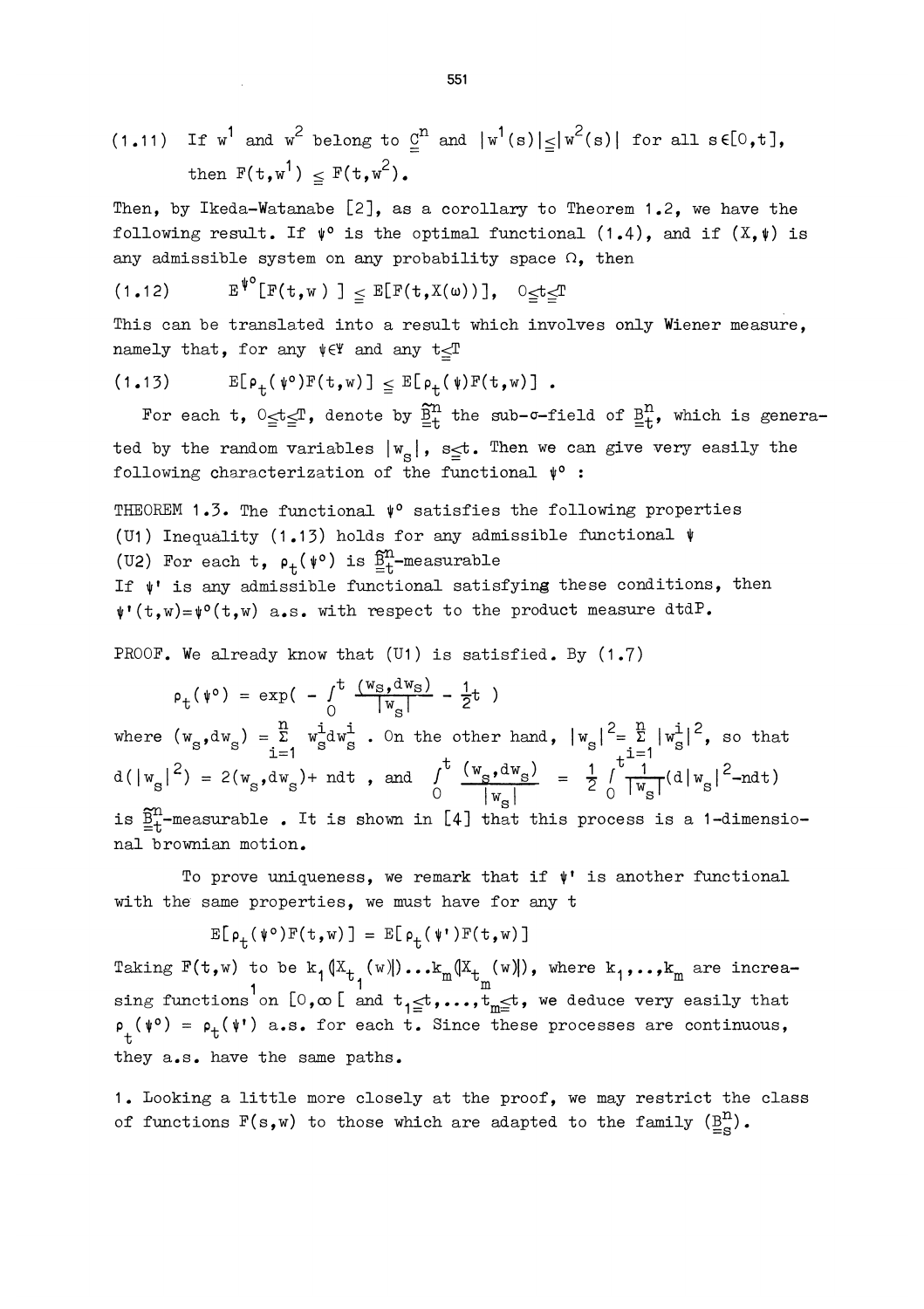(1.11) If $w^1$ and $w^2$ belong to $\underline{\underline{C}}^n$ and $|w^1(s)| \leq |w^2(s)|$ for all $s \in [0,t]$, then $F(t,w^1) \leq F(t,w^2)$.

Then, by Ikeda-Watanabe [2], as a corollary to Theorem 1.2, we have the following result. If $\psi^o$ is the optimal functional (1.4), and if $(X,\psi)$ is any admissible system on any probability space $\Omega$, then

$$E^{\psi^o}[F(t,w)] \leq E[F(t,X(\omega))], \quad 0 \leq t \leq T \tag{1.12}$$

This can be translated into a result which involves only Wiener measure, namely that, for any $\psi \in \Psi$ and any $t \leq T$

$$E[\rho_t(\psi^o)F(t,w)] \leq E[\rho_t(\psi)F(t,w)] \ . \tag{1.13}$$

For each $t$, $0 \leq t \leq T$, denote by $\widehat{\underline{\underline{B}}}{}^n_t$ the sub-$\sigma$-field of $\underline{\underline{B}}^n_t$, which is generated by the random variables $|w_s|$, $s \leq t$. Then we can give very easily the following characterization of the functional $\psi^o$ :

THEOREM 1.3. The functional $\psi^o$ satisfies the following properties

(U1) Inequality (1.13) holds for any admissible functional $\psi$

(U2) For each $t$, $\rho_t(\psi^o)$ is $\widehat{\underline{\underline{B}}}{}^n_t$-measurable

If $\psi'$ is any admissible functional satisfying these conditions, then $\psi'(t,w) = \psi^o(t,w)$ a.s. with respect to the product measure $dtdP$.

PROOF. We already know that (U1) is satisfied. By (1.7)

$$\rho_t(\psi^o) = \exp\left( - \int_0^t \frac{(w_s,dw_s)}{|w_s|} - \frac{1}{2}t \right)$$

where $(w_s,dw_s) = \sum_{i=1}^n w^i_s dw^i_s$ . On the other hand, $|w_s|^2 = \sum_{i=1}^n |w^i_s|^2$, so that $d(|w_s|^2) = 2(w_s,dw_s) + ndt$ , and $\int_0^t \frac{(w_s,dw_s)}{|w_s|} = \frac{1}{2}\int_0^t \frac{1}{|w_s|}(d|w_s|^2 - ndt)$ is $\widehat{\underline{\underline{B}}}{}^n_t$-measurable . It is shown in [4] that this process is a 1-dimensional brownian motion.

To prove uniqueness, we remark that if $\psi'$ is another functional with the same properties, we must have for any $t$

$$E[\rho_t(\psi^o)F(t,w)] = E[\rho_t(\psi')F(t,w)]$$

Taking $F(t,w)$ to be $k_1(|X_{t_1}(w)|)\ldots k_m(|X_{t_m}(w)|)$, where $k_1,\ldots,k_m$ are increasing functions on $[0,\infty[$ and $t_1 \leq t,\ldots,t_m \leq t$, we deduce very easily that $\rho_t(\psi^o) = \rho_t(\psi')$ a.s. for each $t$. Since these processes are continuous, they a.s. have the same paths.

1. Looking a little more closely at the proof, we may restrict the class of functions $F(s,w)$ to those which are adapted to the family $(\underline{\underline{B}}^n_s)$.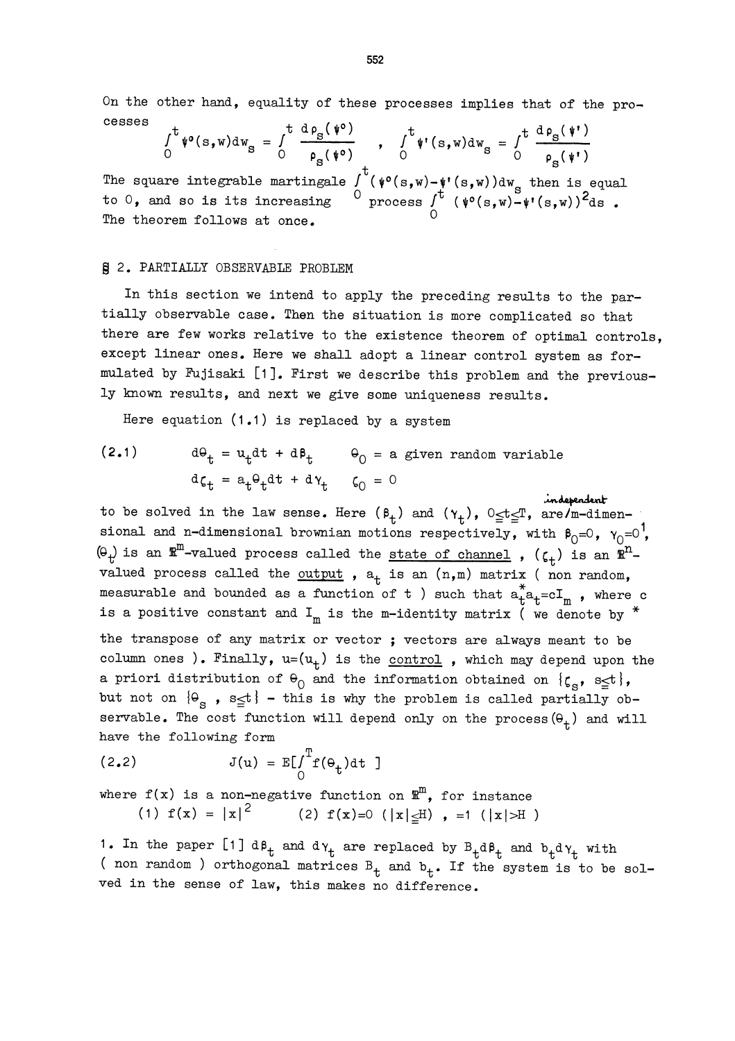On the other hand, equality of these processes implies that of the processes

$$\int_0^t \psi^\circ(s,w)dw_s = \int_0^t \frac{d\rho_s(\psi^\circ)}{\rho_s(\psi^\circ)} \quad , \quad \int_0^t \psi'(s,w)dw_s = \int_0^t \frac{d\rho_s(\psi')}{\rho_s(\psi')}$$

The square integrable martingale $\int_0^t (\psi^\circ(s,w)-\psi'(s,w))dw_s$ then is equal to 0, and so is its increasing process $\int_0^t (\psi^\circ(s,w)-\psi'(s,w))^2 ds$. The theorem follows at once.

## § 2. PARTIALLY OBSERVABLE PROBLEM

In this section we intend to apply the preceding results to the partially observable case. Then the situation is more complicated so that there are few works relative to the existence theorem of optimal controls, except linear ones. Here we shall adopt a linear control system as formulated by Fujisaki [1]. First we describe this problem and the previously known results, and next we give some uniqueness results.

Here equation (1.1) is replaced by a system

$$(2.1) \qquad \begin{aligned} d\Theta_t &= u_t dt + d\beta_t \qquad \Theta_0 = \text{a given random variable} \\ d\zeta_t &= a_t\Theta_t dt + d\gamma_t \qquad \zeta_0 = 0 \end{aligned}$$

to be solved in the law sense. Here $(\beta_t)$ and $(\gamma_t)$, $0 \leqq t \leqq T$, are independent m-dimensional and n-dimensional brownian motions respectively, with $\beta_0=0$, $\gamma_0=0$[1], $(\Theta_t)$ is an $\mathbb{R}^m$-valued process called the <u>state of channel</u>, $(\zeta_t)$ is an $\mathbb{R}^n$-valued process called the <u>output</u>, $a_t$ is an $(n,m)$ matrix ( non random, measurable and bounded as a function of t ) such that $a_t^* a_t = cI_m$, where c is a positive constant and $I_m$ is the m-identity matrix ( we denote by $*$ the transpose of any matrix or vector ; vectors are always meant to be column ones ). Finally, $u=(u_t)$ is the <u>control</u>, which may depend upon the a priori distribution of $\Theta_0$ and the information obtained on $\{\zeta_s,\ s \leqq t\}$, but not on $\{\Theta_s\ ,\ s \leqq t\}$ - this is why the problem is called partially observable. The cost function will depend only on the process $(\Theta_t)$ and will have the following form

$$(2.2) \qquad J(u) = E\left[\int_0^T f(\Theta_t)dt\right]$$

where $f(x)$ is a non-negative function on $\mathbb{R}^m$, for instance

(1) $f(x) = |x|^2$ (2) $f(x)=0$ $(|x| \leqq H)$ , $=1$ $(|x|>H)$

1. In the paper [1] $d\beta_t$ and $d\gamma_t$ are replaced by $B_t d\beta_t$ and $b_t d\gamma_t$ with ( non random ) orthogonal matrices $B_t$ and $b_t$. If the system is to be solved in the sense of law, this makes no difference.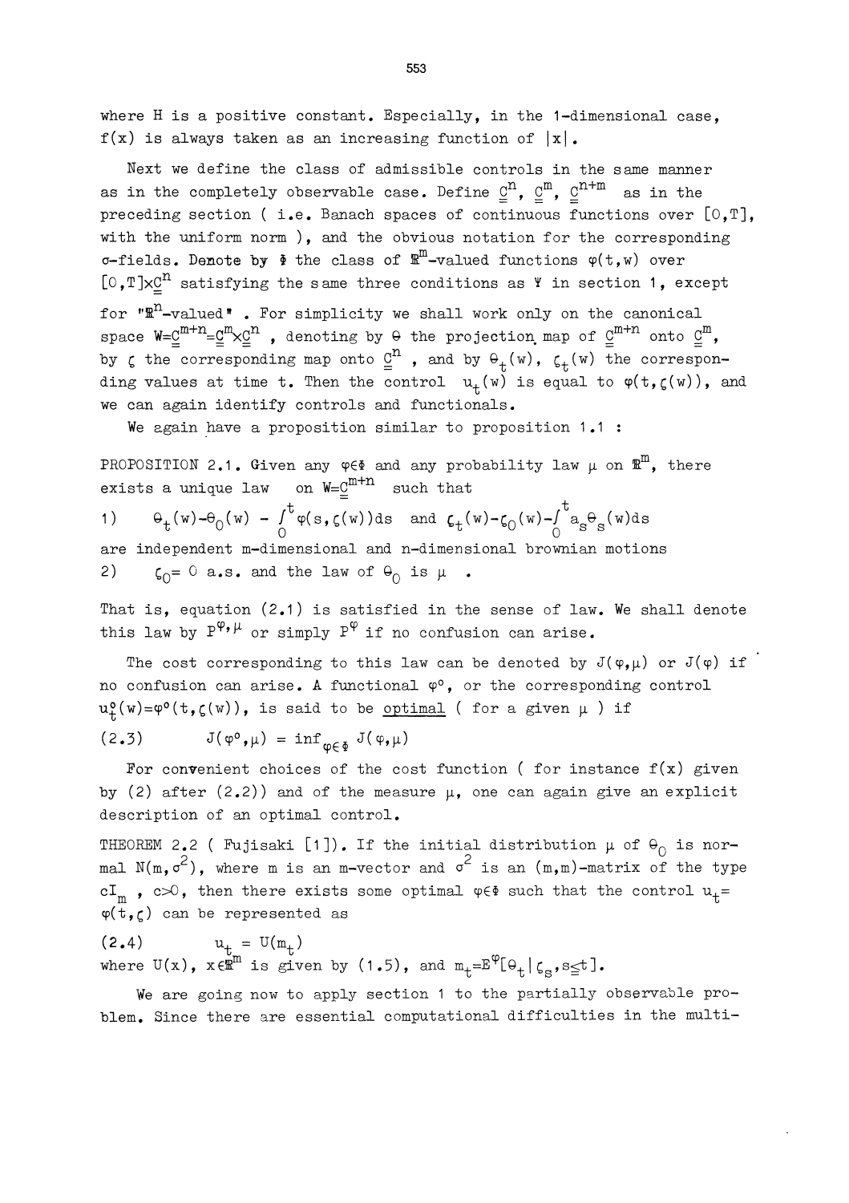where H is a positive constant. Especially, in the 1-dimensional case, $f(x)$ is always taken as an increasing function of $|x|$.

Next we define the class of admissible controls in the same manner as in the completely observable case. Define $\underline{\underline{C}}^n$, $\underline{\underline{C}}^m$, $\underline{\underline{C}}^{n+m}$ as in the preceding section ( i.e. Banach spaces of continuous functions over $[0,T]$, with the uniform norm ), and the obvious notation for the corresponding $\sigma$-fields. Denote by $\Phi$ the class of $\mathbb{R}^m$-valued functions $\varphi(t,w)$ over $[0,T]\times\underline{\underline{C}}^n$ satisfying the same three conditions as $\Psi$ in section 1, except for "$\mathbb{R}^n$-valued" . For simplicity we shall work only on the canonical space $W=\underline{\underline{C}}^{m+n}=\underline{\underline{C}}^m\times\underline{\underline{C}}^n$ , denoting by $\Theta$ the projection map of $\underline{\underline{C}}^{m+n}$ onto $\underline{\underline{C}}^m$, by $\zeta$ the corresponding map onto $\underline{\underline{C}}^n$ , and by $\Theta_t(w)$, $\zeta_t(w)$ the corresponding values at time t. Then the control $u_t(w)$ is equal to $\varphi(t,\zeta(w))$, and we can again identify controls and functionals.

We again have a proposition similar to proposition 1.1 :

PROPOSITION 2.1. Given any $\varphi\in\Phi$ and any probability law $\mu$ on $\mathbb{R}^m$, there exists a unique law on $W=\underline{\underline{C}}^{m+n}$ such that

1) $\Theta_t(w)-\Theta_0(w) - \int_0^t\varphi(s,\zeta(w))ds$ and $\zeta_t(w)-\zeta_0(w)-\int_0^t a_s\Theta_s(w)ds$ are independent m-dimensional and n-dimensional brownian motions

2) $\zeta_0= 0$ a.s. and the law of $\Theta_0$ is $\mu$ .

That is, equation (2.1) is satisfied in the sense of law. We shall denote this law by $P^{\varphi,\mu}$ or simply $P^{\varphi}$ if no confusion can arise.

The cost corresponding to this law can be denoted by $J(\varphi,\mu)$ or $J(\varphi)$ if no confusion can arise. A functional $\varphi^o$, or the corresponding control $u_t^o(w)=\varphi^o(t,\zeta(w))$, is said to be <u>optimal</u> ( for a given $\mu$ ) if

$$(2.3) \qquad J(\varphi^o,\mu) = \inf_{\varphi\in\Phi} J(\varphi,\mu)$$

For convenient choices of the cost function ( for instance $f(x)$ given by (2) after (2.2)) and of the measure $\mu$, one can again give an explicit description of an optimal control.

THEOREM 2.2 ( Fujisaki [1]). If the initial distribution $\mu$ of $\Theta_0$ is normal $N(m,\sigma^2)$, where m is an m-vector and $\sigma^2$ is an (m,m)-matrix of the type $cI_m$ , $c>0$, then there exists some optimal $\varphi\in\Phi$ such that the control $u_t=\varphi(t,\zeta)$ can be represented as

$$(2.4) \qquad u_t = U(m_t)$$

where $U(x)$, $x\in\mathbb{R}^m$ is given by (1.5), and $m_t=E^{\varphi}[\Theta_t\,|\,\zeta_s,s\leq t]$.

We are going now to apply section 1 to the partially observable problem. Since there are essential computational difficulties in the multi-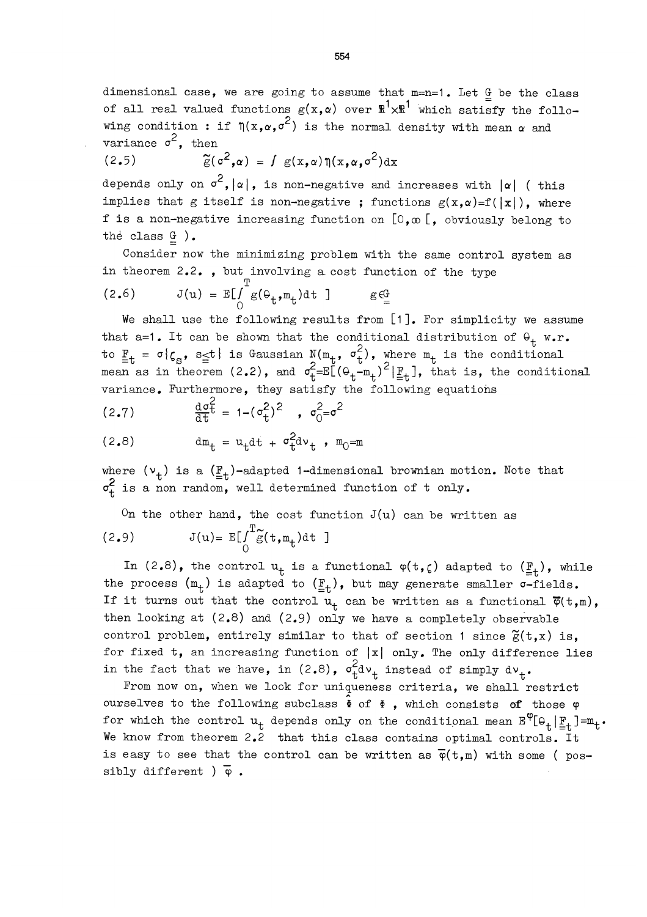dimensional case, we are going to assume that m=n=1. Let $\underline{\underline{G}}$ be the class of all real valued functions $g(x,\alpha)$ over $\mathbb{R}^1 \times \mathbb{R}^1$ which satisfy the following condition : if $\eta(x,\alpha,\sigma^2)$ is the normal density with mean $\alpha$ and variance $\sigma^2$, then

$$\tilde{g}(\sigma^2,\alpha) = \int g(x,\alpha)\eta(x,\alpha,\sigma^2)dx \tag{2.5}$$

depends only on $\sigma^2, |\alpha|$, is non-negative and increases with $|\alpha|$ ( this implies that g itself is non-negative ; functions $g(x,\alpha)=f(|x|)$, where f is a non-negative increasing function on $[0,\infty[$, obviously belong to the class $\underline{\underline{G}}$ ).

Consider now the minimizing problem with the same control system as in theorem 2.2. , but involving a cost function of the type

$$J(u) = E[\int_0^T g(\theta_t,m_t)dt\ ] \qquad g\in\underline{\underline{G}} \tag{2.6}$$

We shall use the following results from [1]. For simplicity we assume that a=1. It can be shown that the conditional distribution of $\theta_t$ w.r. to $\underline{\underline{F}}_t = \sigma\{\zeta_s,\ s\leq t\}$ is Gaussian $N(m_t,\ \sigma_t^2)$, where $m_t$ is the conditional mean as in theorem (2.2), and $\sigma_t^2=E[(\theta_t-m_t)^2|\underline{\underline{F}}_t]$, that is, the conditional variance. Furthermore, they satisfy the following equations

$$\frac{d\sigma_t^2}{dt} = 1-(\sigma_t^2)^2 \quad , \ \sigma_0^2=\sigma^2 \tag{2.7}$$

$$dm_t = u_t dt + \sigma_t^2 d\nu_t \quad , \ m_0=m \tag{2.8}$$

where $(\nu_t)$ is a $(\underline{\underline{F}}_t)$-adapted 1-dimensional brownian motion. Note that $\sigma_t^2$ is a non random, well determined function of t only.

On the other hand, the cost function J(u) can be written as

$$J(u)= E[\int_0^T \tilde{g}(t,m_t)dt\ ] \tag{2.9}$$

In (2.8), the control $u_t$ is a functional $\varphi(t,\zeta)$ adapted to $(\underline{\underline{F}}_t)$, while the process $(m_t)$ is adapted to $(\underline{\underline{F}}_t)$, but may generate smaller $\sigma$-fields. If it turns out that the control $u_t$ can be written as a functional $\overline{\varphi}(t,m)$, then looking at (2.8) and (2.9) only we have a completely observable control problem, entirely similar to that of section 1 since $\tilde{g}(t,x)$ is, for fixed t, an increasing function of $|x|$ only. The only difference lies in the fact that we have, in (2.8), $\sigma_t^2 d\nu_t$ instead of simply $d\nu_t$.

From now on, when we look for uniqueness criteria, we shall restrict ourselves to the following subclass $\hat{\Phi}$ of $\Phi$ , which consists of those $\varphi$ for which the control $u_t$ depends only on the conditional mean $E^{\varphi}[\theta_t|\underline{\underline{F}}_t]=m_t$. We know from theorem 2.2 that this class contains optimal controls. It is easy to see that the control can be written as $\overline{\varphi}(t,m)$ with some ( possibly different ) $\overline{\varphi}$ .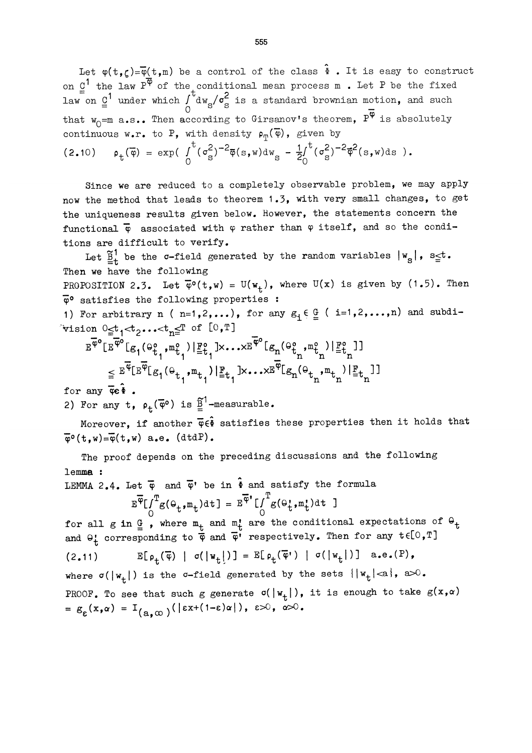Let $\varphi(t,\zeta)=\overline{\varphi}(t,m)$ be a control of the class $\hat{\Phi}$ . It is easy to construct on $\underline{\underline{C}}^1$ the law $P^{\overline{\varphi}}$ of the conditional mean process m . Let P be the fixed law on $\underline{\underline{C}}^1$ under which $\int_0^t dw_s/\sigma_s^2$ is a standard brownian motion, and such that $w_0=m$ a.s.. Then according to Girsanov's theorem, $P^{\overline{\varphi}}$ is absolutely continuous w.r. to P, with density $\rho_T(\overline{\varphi})$, given by

$$
(2.10) \qquad \rho_t(\overline{\varphi}) = \exp\left( \int_0^t (\sigma_s^2)^{-2}\overline{\varphi}(s,w)dw_s - \frac{1}{2}\int_0^t (\sigma_s^2)^{-2}\overline{\varphi}^2(s,w)ds \right).
$$

Since we are reduced to a completely observable problem, we may apply now the method that leads to theorem 1.3, with very small changes, to get the uniqueness results given below. However, the statements concern the functional $\overline{\varphi}$ associated with $\varphi$ rather than $\varphi$ itself, and so the conditions are difficult to verify.

Let $\tilde{\underline{\underline{B}}}_t^1$ be the $\sigma$-field generated by the random variables $|w_s|$, $s\leq t$. Then we have the following

PROPOSITION 2.3. Let $\overline{\varphi}^o(t,w) = U(w_t)$, where U(x) is given by (1.5). Then $\overline{\varphi}^o$ satisfies the following properties :

1) For arbitrary n ( n=1,2,...), for any $g_i \in \underline{\underline{G}}$ ( i=1,2,...,n) and subdivision $0\leq t_1<t_2\ldots<t_n\leq T$ of [0,T]

$$
E^{\overline{\varphi}^o}[E^{\overline{\varphi}^o}[g_1(\Theta_{t_1}^o,m_{t_1}^o)|\underline{\underline{F}}_{t_1}^o]\times\ldots\times E^{\overline{\varphi}^o}[g_n(\Theta_{t_n}^o,m_{t_n}^o)|\underline{\underline{F}}_{t_n}^o]]
$$

$$
\leq E^{\overline{\varphi}}[E^{\overline{\varphi}}[g_1(\Theta_{t_1},m_{t_1})|\underline{\underline{F}}_{t_1}]\times\ldots\times E^{\overline{\varphi}}[g_n(\Theta_{t_n},m_{t_n})|\underline{\underline{F}}_{t_n}]]
$$

for any $\overline{\varphi}\in\hat{\Phi}$ .

2) For any t, $\rho_t(\overline{\varphi}^o)$ is $\tilde{\underline{\underline{B}}}^1$-measurable.

Moreover, if another $\overline{\varphi}\in\hat{\Phi}$ satisfies these properties then it holds that $\overline{\varphi}^o(t,w)=\overline{\varphi}(t,w)$ a.e. (dtdP).

The proof depends on the preceding discussions and the following lemma :

LEMMA 2.4. Let $\overline{\varphi}$ and $\overline{\varphi}'$ be in $\hat{\Phi}$ and satisfy the formula

$$
E^{\overline{\varphi}}[\int_0^T g(\Theta_t,m_t)dt] = E^{\overline{\varphi}'}[\int_0^T g(\Theta_t',m_t')dt \ ]
$$

for all g in $\underline{\underline{G}}$ , where $m_t$ and $m_t'$ are the conditional expectations of $\Theta_t$ and $\Theta_t'$ corresponding to $\overline{\varphi}$ and $\overline{\varphi}'$ respectively. Then for any $t\in[0,T]$

$$
(2.11) \qquad E[\rho_t(\overline{\varphi}) \mid \sigma(|w_t|)] = E[\rho_t(\overline{\varphi}') \mid \sigma(|w_t|)] \quad \text{a.e.}(P),
$$

where $\sigma(|w_t|)$ is the $\sigma$-field generated by the sets $\{|w_t|<a\}$, $a>0$.

PROOF. To see that such g generate $\sigma(|w_t|)$, it is enough to take $g(x,\alpha) = g_\varepsilon(x,\alpha) = I_{(a,\infty)}(|\varepsilon x+(1-\varepsilon)\alpha|)$, $\varepsilon>0$, $\alpha>0$.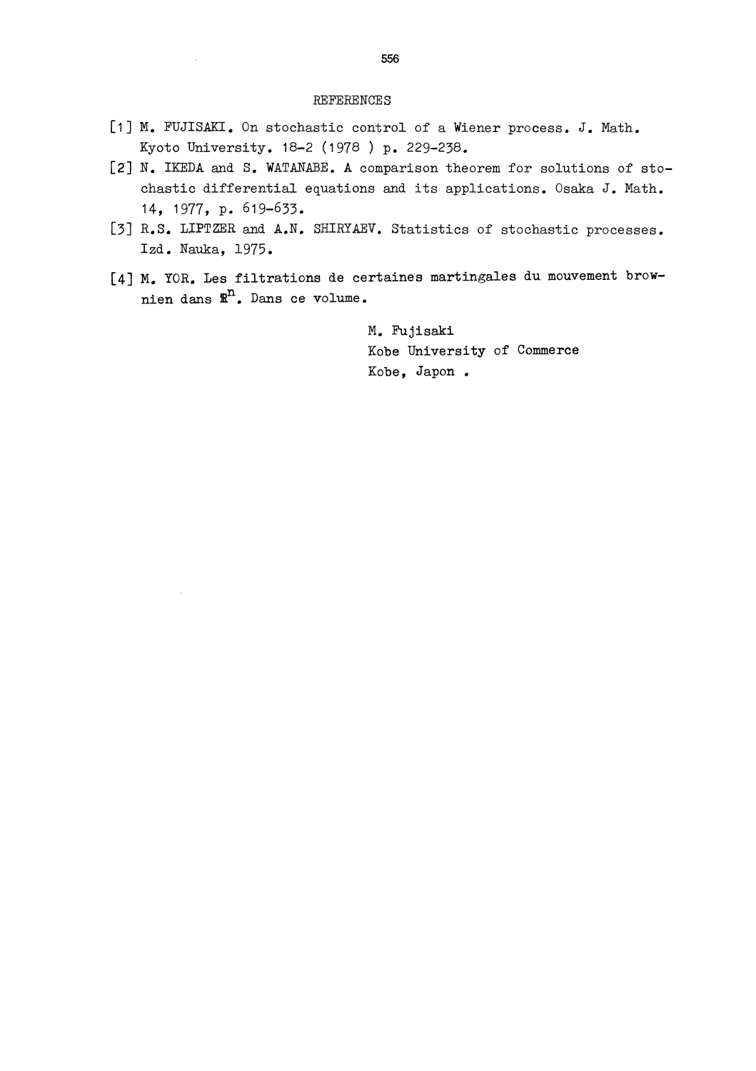## REFERENCES

[1] M. FUJISAKI. On stochastic control of a Wiener process. J. Math. Kyoto University. 18-2 (1978 ) p. 229-238.

[2] N. IKEDA and S. WATANABE. A comparison theorem for solutions of stochastic differential equations and its applications. Osaka J. Math. 14, 1977, p. 619-633.

[3] R.S. LIPTZER and A.N. SHIRYAEV. Statistics of stochastic processes. Izd. Nauka, 1975.

[4] M. YOR. Les filtrations de certaines martingales du mouvement brownien dans $\mathbb{R}^n$. Dans ce volume.

M. Fujisaki
Kobe University of Commerce
Kobe, Japon .